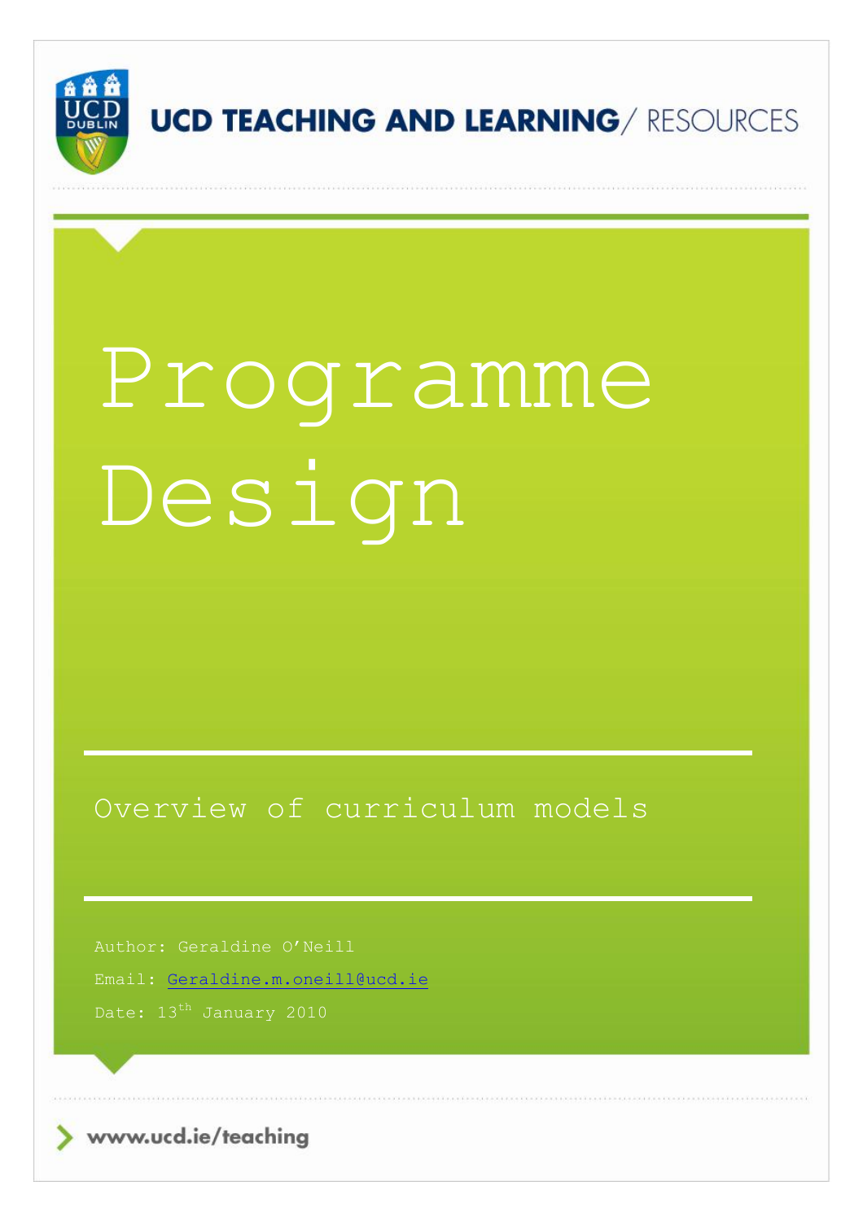UCD TEACHING AND LEARNING/ RESOURCES

# Programme Design

## Overview of curriculum models

Author: Geraldine O'Neill

Email: Geraldine.m.oneill@ucd.ie

Date: 13th January 2010

www.ucd.ie/teaching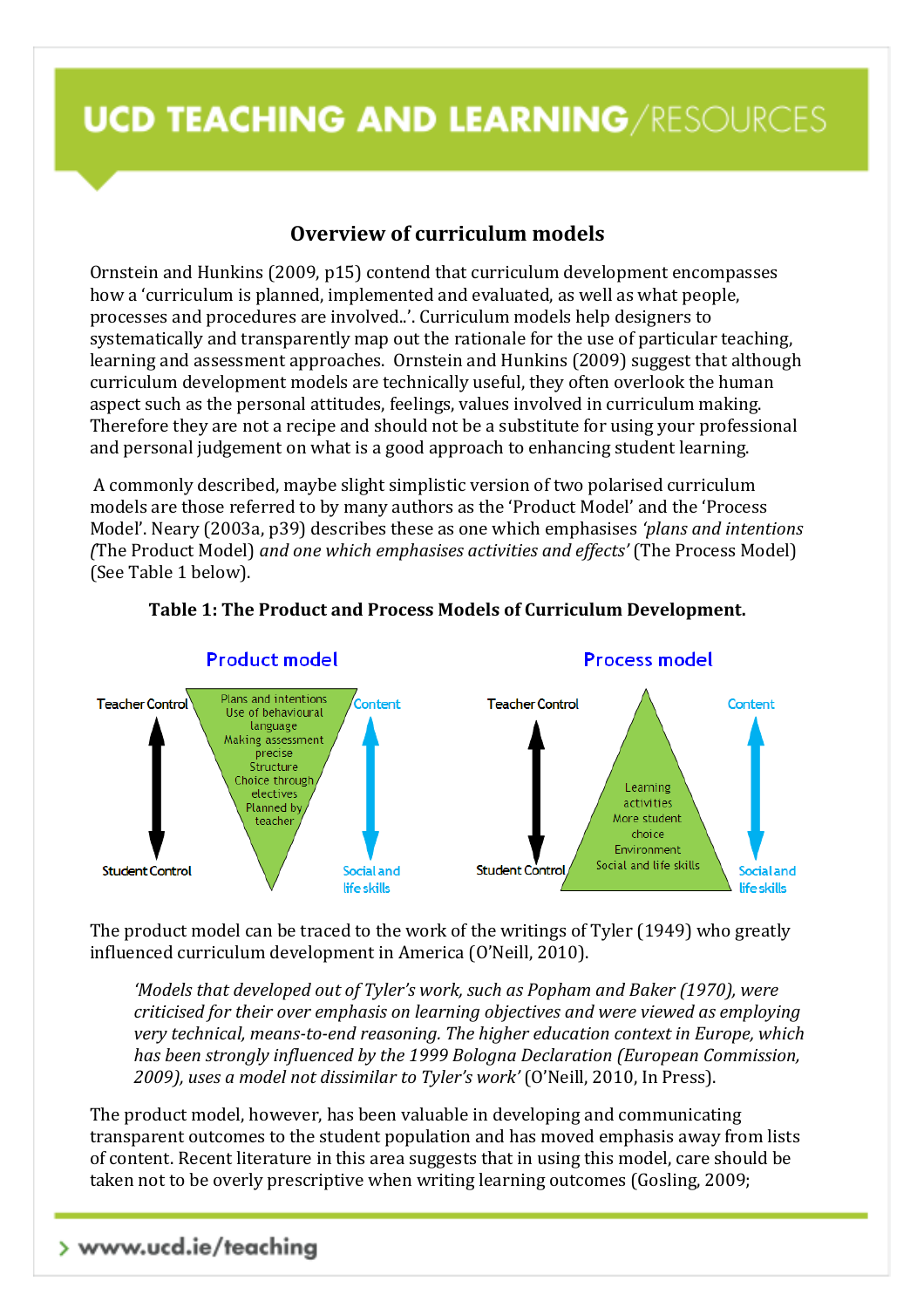## Overview of curriculum models

Ornstein and Hunkins (2009, p15) contend that curriculum development encompasses how a 'curriculum is planned, implemented and evaluated, as well as what people, processes and procedures are involved..'. Curriculum models help designers to systematically and transparently map out the rationale for the use of particular teaching, learning and assessment approaches. Ornstein and Hunkins (2009) suggest that although curriculum development models are technically useful, they often overlook the human aspect such as the personal attitudes, feelings, values involved in curriculum making. Therefore they are not a recipe and should not be a substitute for using your professional and personal judgement on what is a good approach to enhancing student learning.

A commonly described, maybe slight simplistic version of two polarised curriculum models are those referred to by many authors as the 'Product Model' and the 'Process Model'. Neary (2003a, p39) describes these as one which emphasises *'plans and intentions (*The Product Model) *and one which emphasises activities and effects'* (The Process Model) (See Table 1 below).

**Table 1: The Product and Process Models of Curriculum Development.**

| | Product model | Process model |
|---|---|---|
| Axis (left) | Teacher Control ↕ Student Control | Teacher Control ↕ Student Control |
| Shape | Inverted triangle | Upright triangle |
| Contents | Plans and intentions; Use of behavioural language; Making assessment precise; Structure; Choice through electives; Planned by teacher | Learning activities; More student choice; Environment; Social and life skills |
| Axis (right) | Content ↕ Social and life skills | Content ↕ Social and life skills |

The product model can be traced to the work of the writings of Tyler (1949) who greatly influenced curriculum development in America (O'Neill, 2010).

> *'Models that developed out of Tyler's work, such as Popham and Baker (1970), were criticised for their over emphasis on learning objectives and were viewed as employing very technical, means-to-end reasoning. The higher education context in Europe, which has been strongly influenced by the 1999 Bologna Declaration (European Commission, 2009), uses a model not dissimilar to Tyler's work'* (O'Neill, 2010, In Press).

The product model, however, has been valuable in developing and communicating transparent outcomes to the student population and has moved emphasis away from lists of content. Recent literature in this area suggests that in using this model, care should be taken not to be overly prescriptive when writing learning outcomes (Gosling, 2009;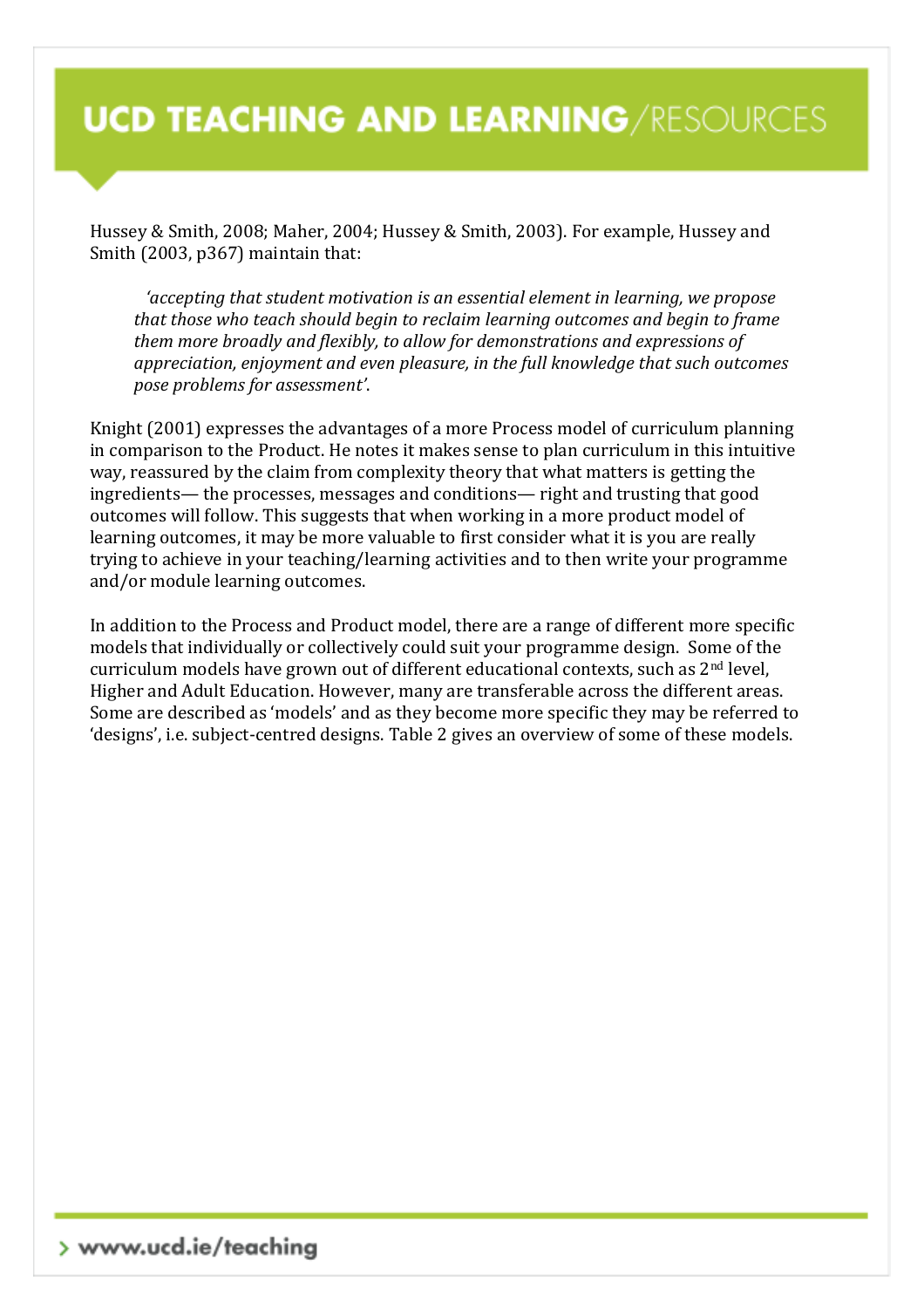Hussey & Smith, 2008; Maher, 2004; Hussey & Smith, 2003). For example, Hussey and Smith (2003, p367) maintain that:

> *'accepting that student motivation is an essential element in learning, we propose that those who teach should begin to reclaim learning outcomes and begin to frame them more broadly and flexibly, to allow for demonstrations and expressions of appreciation, enjoyment and even pleasure, in the full knowledge that such outcomes pose problems for assessment'*.

Knight (2001) expresses the advantages of a more Process model of curriculum planning in comparison to the Product. He notes it makes sense to plan curriculum in this intuitive way, reassured by the claim from complexity theory that what matters is getting the ingredients— the processes, messages and conditions— right and trusting that good outcomes will follow. This suggests that when working in a more product model of learning outcomes, it may be more valuable to first consider what it is you are really trying to achieve in your teaching/learning activities and to then write your programme and/or module learning outcomes.

In addition to the Process and Product model, there are a range of different more specific models that individually or collectively could suit your programme design. Some of the curriculum models have grown out of different educational contexts, such as 2nd level, Higher and Adult Education. However, many are transferable across the different areas. Some are described as 'models' and as they become more specific they may be referred to 'designs', i.e. subject-centred designs. Table 2 gives an overview of some of these models.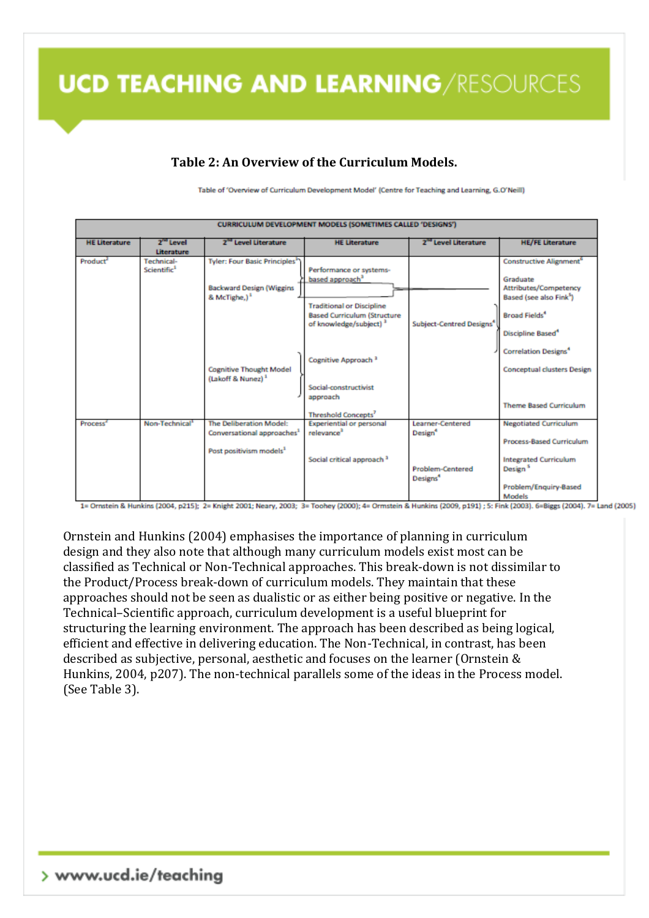## Table 2: An Overview of the Curriculum Models.

Table of 'Overview of Curriculum Development Model' (Centre for Teaching and Learning, G.O'Neill)

| CURRICULUM DEVELOPMENT MODELS (SOMETIMES CALLED 'DESIGNS') | | | | | |
|---|---|---|---|---|---|
| HE Literature | 2nd Level Literature | 2nd Level Literature | HE Literature | 2nd Level Literature | HE/FE Literature |
| Product[2] | Technical-Scientific[1] | Tyler: Four Basic Principles[1]<br>Backward Design (Wiggins & McTighe,)[1]<br>Cognitive Thought Model (Lakoff & Nunez)[1] | Performance or systems-based approach[3]<br>Traditional or Discipline Based Curriculum (Structure of knowledge/subject)[3]<br>Cognitive Approach[3]<br>Social-constructivist approach<br>Threshold Concepts[7] | Subject-Centred Designs[4] | Constructive Alignment[6]<br>Graduate Attributes/Competency Based (see also Fink[5])<br>Broad Fields[4]<br>Discipline Based[4]<br>Correlation Designs[4]<br>Conceptual clusters Design<br>Theme Based Curriculum |
| Process[2] | Non-Technical[1] | The Deliberation Model: Conversational approaches[1]<br>Post positivism models[1] | Experiential or personal relevance[3]<br>Social critical approach[3] | Learner-Centered Design[4]<br>Problem-Centered Designs[4] | Negotiated Curriculum<br>Process-Based Curriculum<br>Integrated Curriculum Design[5]<br>Problem/Enquiry-Based Models |

1= Ornstein & Hunkins (2004, p215); 2= Knight 2001; Neary, 2003; 3= Toohey (2000); 4= Ornstein & Hunkins (2009, p191) ; 5: Fink (2003). 6=Biggs (2004). 7= Land (2005)

Ornstein and Hunkins (2004) emphasises the importance of planning in curriculum design and they also note that although many curriculum models exist most can be classified as Technical or Non-Technical approaches. This break-down is not dissimilar to the Product/Process break-down of curriculum models. They maintain that these approaches should not be seen as dualistic or as either being positive or negative. In the Technical–Scientific approach, curriculum development is a useful blueprint for structuring the learning environment. The approach has been described as being logical, efficient and effective in delivering education. The Non-Technical, in contrast, has been described as subjective, personal, aesthetic and focuses on the learner (Ornstein & Hunkins, 2004, p207). The non-technical parallels some of the ideas in the Process model. (See Table 3).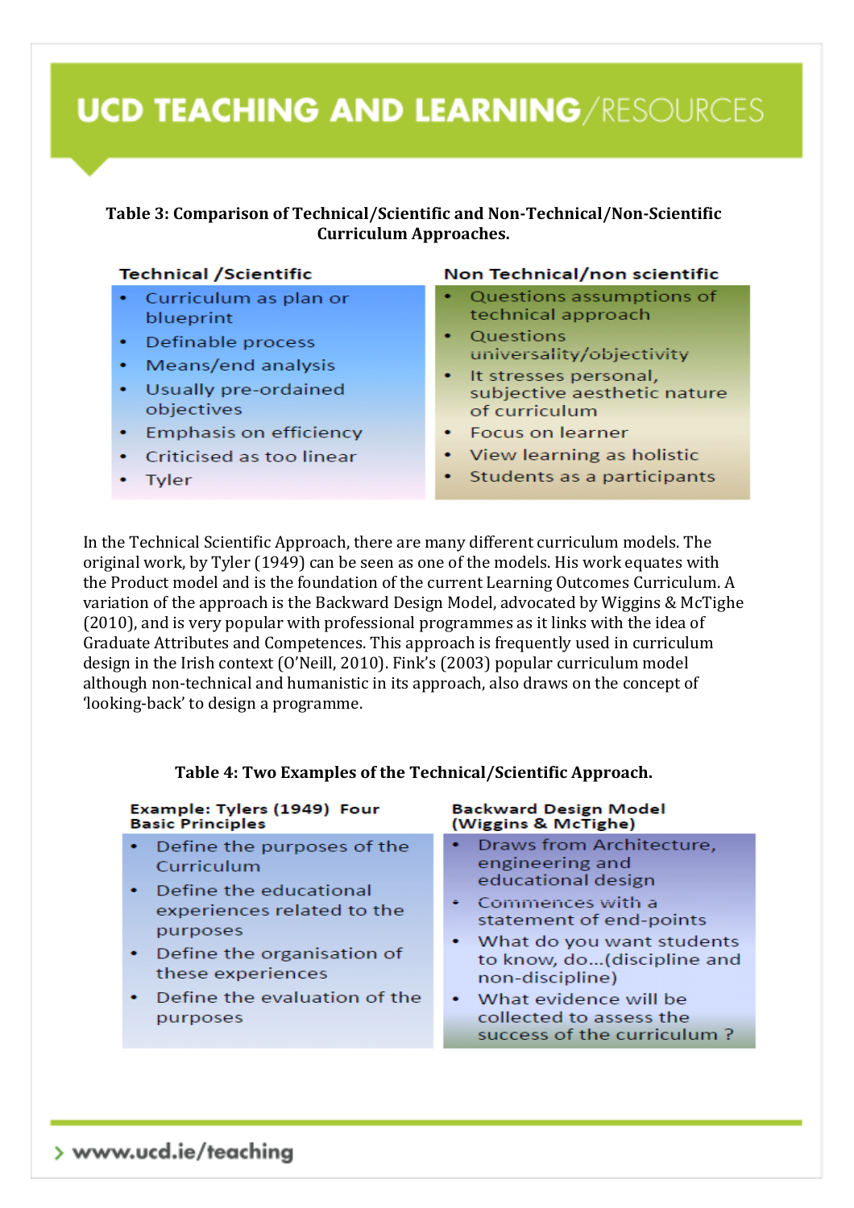**Table 3: Comparison of Technical/Scientific and Non-Technical/Non-Scientific Curriculum Approaches.**

| Technical /Scientific | Non Technical/non scientific |
|---|---|
| • Curriculum as plan or blueprint<br>• Definable process<br>• Means/end analysis<br>• Usually pre-ordained objectives<br>• Emphasis on efficiency<br>• Criticised as too linear<br>• Tyler | • Questions assumptions of technical approach<br>• Questions universality/objectivity<br>• It stresses personal, subjective aesthetic nature of curriculum<br>• Focus on learner<br>• View learning as holistic<br>• Students as a participants |

In the Technical Scientific Approach, there are many different curriculum models. The original work, by Tyler (1949) can be seen as one of the models. His work equates with the Product model and is the foundation of the current Learning Outcomes Curriculum. A variation of the approach is the Backward Design Model, advocated by Wiggins & McTighe (2010), and is very popular with professional programmes as it links with the idea of Graduate Attributes and Competences. This approach is frequently used in curriculum design in the Irish context (O'Neill, 2010). Fink's (2003) popular curriculum model although non-technical and humanistic in its approach, also draws on the concept of 'looking-back' to design a programme.

**Table 4: Two Examples of the Technical/Scientific Approach.**

| Example: Tylers (1949) Four Basic Principles | Backward Design Model (Wiggins & McTighe) |
|---|---|
| • Define the purposes of the Curriculum<br>• Define the educational experiences related to the purposes<br>• Define the organisation of these experiences<br>• Define the evaluation of the purposes | • Draws from Architecture, engineering and educational design<br>• Commences with a statement of end-points<br>• What do you want students to know, do...(discipline and non-discipline)<br>• What evidence will be collected to assess the success of the curriculum ? |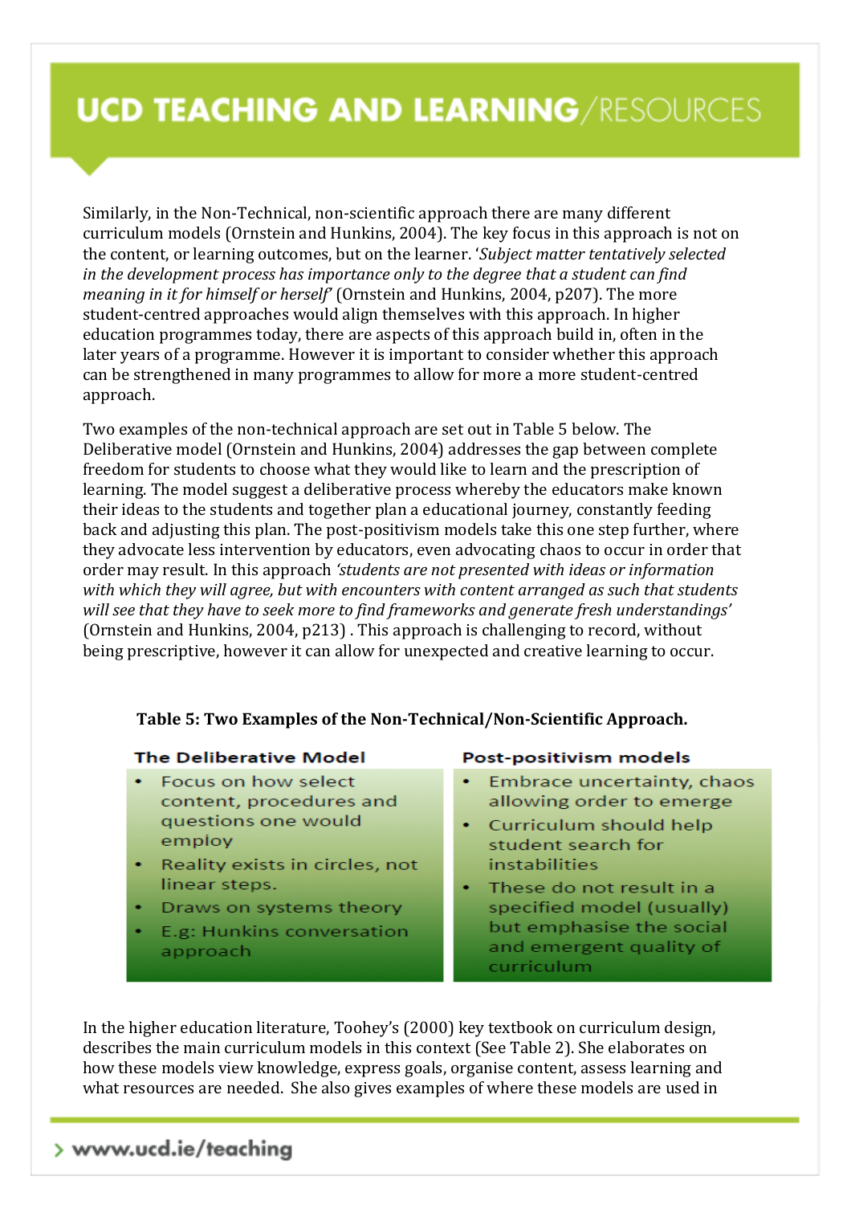Similarly, in the Non-Technical, non-scientific approach there are many different curriculum models (Ornstein and Hunkins, 2004). The key focus in this approach is not on the content, or learning outcomes, but on the learner. '*Subject matter tentatively selected in the development process has importance only to the degree that a student can find meaning in it for himself or herself*' (Ornstein and Hunkins, 2004, p207). The more student-centred approaches would align themselves with this approach. In higher education programmes today, there are aspects of this approach build in, often in the later years of a programme. However it is important to consider whether this approach can be strengthened in many programmes to allow for more a more student-centred approach.

Two examples of the non-technical approach are set out in Table 5 below. The Deliberative model (Ornstein and Hunkins, 2004) addresses the gap between complete freedom for students to choose what they would like to learn and the prescription of learning. The model suggest a deliberative process whereby the educators make known their ideas to the students and together plan a educational journey, constantly feeding back and adjusting this plan. The post-positivism models take this one step further, where they advocate less intervention by educators, even advocating chaos to occur in order that order may result. In this approach *'students are not presented with ideas or information with which they will agree, but with encounters with content arranged as such that students will see that they have to seek more to find frameworks and generate fresh understandings'* (Ornstein and Hunkins, 2004, p213) . This approach is challenging to record, without being prescriptive, however it can allow for unexpected and creative learning to occur.

**Table 5: Two Examples of the Non-Technical/Non-Scientific Approach.**

| The Deliberative Model | Post-positivism models |
|---|---|
| • Focus on how select content, procedures and questions one would employ<br>• Reality exists in circles, not linear steps.<br>• Draws on systems theory<br>• E.g: Hunkins conversation approach | • Embrace uncertainty, chaos allowing order to emerge<br>• Curriculum should help student search for instabilities<br>• These do not result in a specified model (usually) but emphasise the social and emergent quality of curriculum |

In the higher education literature, Toohey's (2000) key textbook on curriculum design, describes the main curriculum models in this context (See Table 2). She elaborates on how these models view knowledge, express goals, organise content, assess learning and what resources are needed. She also gives examples of where these models are used in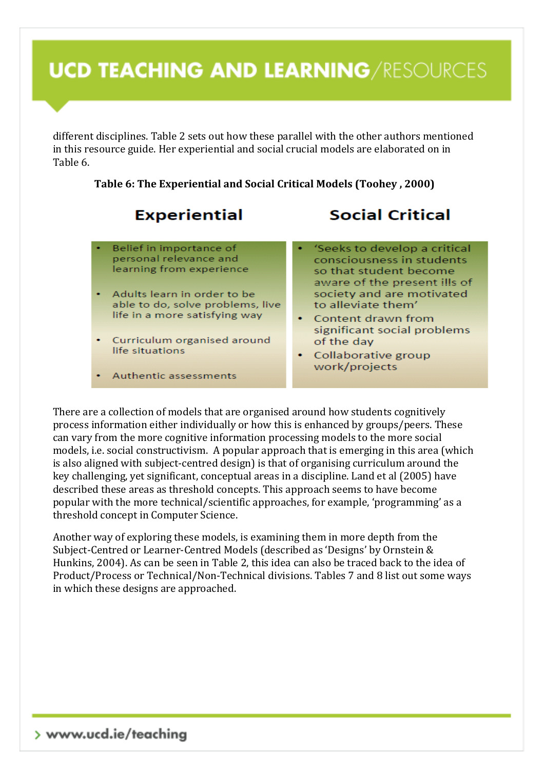different disciplines. Table 2 sets out how these parallel with the other authors mentioned in this resource guide. Her experiential and social crucial models are elaborated on in Table 6.

**Table 6: The Experiential and Social Critical Models (Toohey , 2000)**

| Experiential | Social Critical |
| --- | --- |
| • Belief in importance of personal relevance and learning from experience<br>• Adults learn in order to be able to do, solve problems, live life in a more satisfying way<br>• Curriculum organised around life situations<br>• Authentic assessments | • 'Seeks to develop a critical consciousness in students so that student become aware of the present ills of society and are motivated to alleviate them'<br>• Content drawn from significant social problems of the day<br>• Collaborative group work/projects |

There are a collection of models that are organised around how students cognitively process information either individually or how this is enhanced by groups/peers. These can vary from the more cognitive information processing models to the more social models, i.e. social constructivism. A popular approach that is emerging in this area (which is also aligned with subject-centred design) is that of organising curriculum around the key challenging, yet significant, conceptual areas in a discipline. Land et al (2005) have described these areas as threshold concepts. This approach seems to have become popular with the more technical/scientific approaches, for example, 'programming' as a threshold concept in Computer Science.

Another way of exploring these models, is examining them in more depth from the Subject-Centred or Learner-Centred Models (described as 'Designs' by Ornstein & Hunkins, 2004). As can be seen in Table 2, this idea can also be traced back to the idea of Product/Process or Technical/Non-Technical divisions. Tables 7 and 8 list out some ways in which these designs are approached.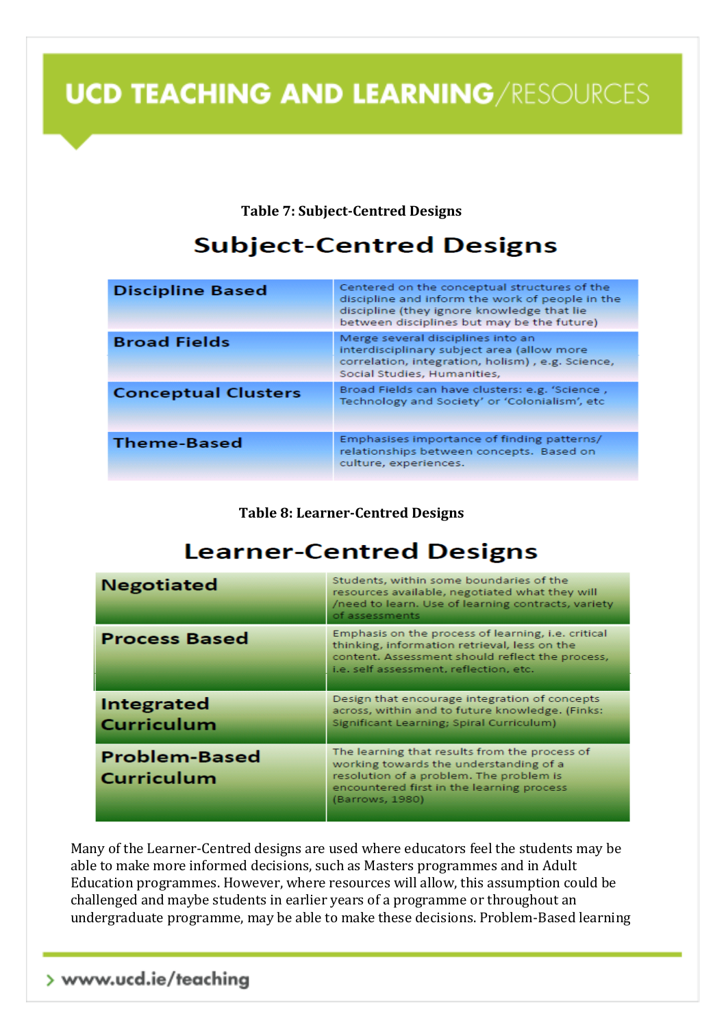**Table 7: Subject-Centred Designs**

## Subject-Centred Designs

| | |
|---|---|
| **Discipline Based** | Centered on the conceptual structures of the discipline and inform the work of people in the discipline (they ignore knowledge that lie between disciplines but may be the future) |
| **Broad Fields** | Merge several disciplines into an interdisciplinary subject area (allow more correlation, integration, holism) , e.g. Science, Social Studies, Humanities, |
| **Conceptual Clusters** | Broad Fields can have clusters: e.g. 'Science , Technology and Society' or 'Colonialism', etc |
| **Theme-Based** | Emphasises importance of finding patterns/ relationships between concepts. Based on culture, experiences. |

**Table 8: Learner-Centred Designs**

## Learner-Centred Designs

| | |
|---|---|
| **Negotiated** | Students, within some boundaries of the resources available, negotiated what they will /need to learn. Use of learning contracts, variety of assessments |
| **Process Based** | Emphasis on the process of learning, i.e. critical thinking, information retrieval, less on the content. Assessment should reflect the process, i.e. self assessment, reflection, etc. |
| **Integrated Curriculum** | Design that encourage integration of concepts across, within and to future knowledge. (Finks: Significant Learning; Spiral Curriculum) |
| **Problem-Based Curriculum** | The learning that results from the process of working towards the understanding of a resolution of a problem. The problem is encountered first in the learning process (Barrows, 1980) |

Many of the Learner-Centred designs are used where educators feel the students may be able to make more informed decisions, such as Masters programmes and in Adult Education programmes. However, where resources will allow, this assumption could be challenged and maybe students in earlier years of a programme or throughout an undergraduate programme, may be able to make these decisions. Problem-Based learning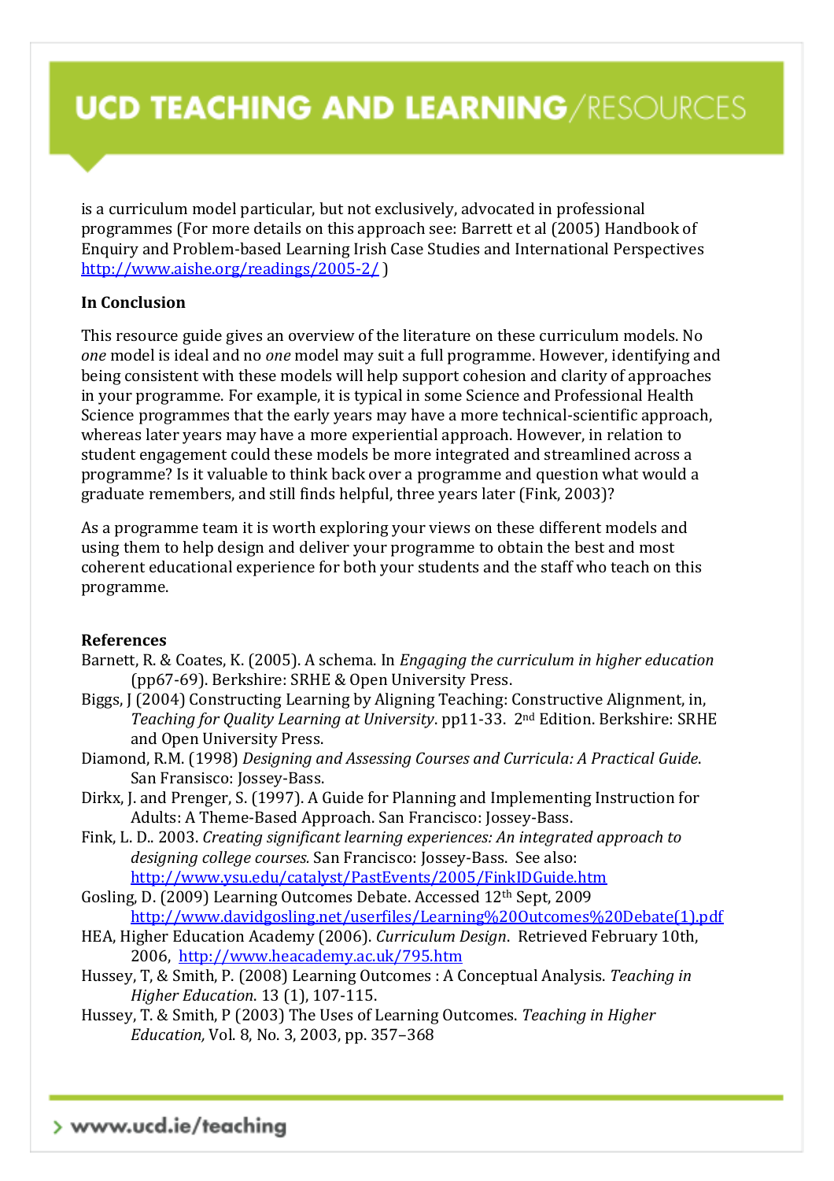is a curriculum model particular, but not exclusively, advocated in professional programmes (For more details on this approach see: Barrett et al (2005) Handbook of Enquiry and Problem-based Learning Irish Case Studies and International Perspectives http://www.aishe.org/readings/2005-2/ )

### In Conclusion

This resource guide gives an overview of the literature on these curriculum models. No *one* model is ideal and no *one* model may suit a full programme. However, identifying and being consistent with these models will help support cohesion and clarity of approaches in your programme. For example, it is typical in some Science and Professional Health Science programmes that the early years may have a more technical-scientific approach, whereas later years may have a more experiential approach. However, in relation to student engagement could these models be more integrated and streamlined across a programme? Is it valuable to think back over a programme and question what would a graduate remembers, and still finds helpful, three years later (Fink, 2003)?

As a programme team it is worth exploring your views on these different models and using them to help design and deliver your programme to obtain the best and most coherent educational experience for both your students and the staff who teach on this programme.

### References

Barnett, R. & Coates, K. (2005). A schema. In *Engaging the curriculum in higher education* (pp67-69). Berkshire: SRHE & Open University Press.

Biggs, J (2004) Constructing Learning by Aligning Teaching: Constructive Alignment, in, *Teaching for Quality Learning at University*. pp11-33. 2nd Edition. Berkshire: SRHE and Open University Press.

Diamond, R.M. (1998) *Designing and Assessing Courses and Curricula: A Practical Guide*. San Fransisco: Jossey-Bass.

Dirkx, J. and Prenger, S. (1997). A Guide for Planning and Implementing Instruction for Adults: A Theme-Based Approach. San Francisco: Jossey-Bass.

Fink, L. D.. 2003. *Creating significant learning experiences: An integrated approach to designing college courses.* San Francisco: Jossey-Bass. See also: http://www.ysu.edu/catalyst/PastEvents/2005/FinkIDGuide.htm

Gosling, D. (2009) Learning Outcomes Debate. Accessed 12th Sept, 2009 http://www.davidgosling.net/userfiles/Learning%20Outcomes%20Debate(1).pdf

HEA, Higher Education Academy (2006). *Curriculum Design*. Retrieved February 10th, 2006, http://www.heacademy.ac.uk/795.htm

Hussey, T, & Smith, P. (2008) Learning Outcomes : A Conceptual Analysis. *Teaching in Higher Education*. 13 (1), 107-115.

Hussey, T. & Smith, P (2003) The Uses of Learning Outcomes. *Teaching in Higher Education,* Vol. 8, No. 3, 2003, pp. 357–368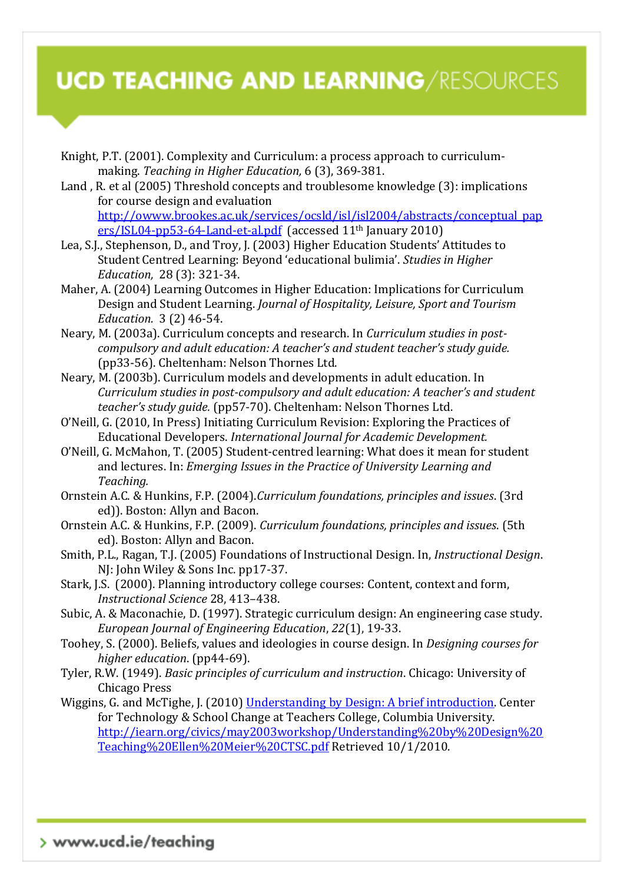Knight, P.T. (2001). Complexity and Curriculum: a process approach to curriculum-making. *Teaching in Higher Education,* 6 (3), 369-381.

Land , R. et al (2005) Threshold concepts and troublesome knowledge (3): implications for course design and evaluation [http://owww.brookes.ac.uk/services/ocsld/isl/isl2004/abstracts/conceptual_papers/ISL04-pp53-64-Land-et-al.pdf](http://owww.brookes.ac.uk/services/ocsld/isl/isl2004/abstracts/conceptual_papers/ISL04-pp53-64-Land-et-al.pdf) (accessed 11th January 2010)

Lea, S.J., Stephenson, D., and Troy, J. (2003) Higher Education Students' Attitudes to Student Centred Learning: Beyond 'educational bulimia'. *Studies in Higher Education,* 28 (3): 321-34.

Maher, A. (2004) Learning Outcomes in Higher Education: Implications for Curriculum Design and Student Learning. *Journal of Hospitality, Leisure, Sport and Tourism Education.* 3 (2) 46-54.

Neary, M. (2003a). Curriculum concepts and research. In *Curriculum studies in post-compulsory and adult education: A teacher's and student teacher's study guide.* (pp33-56). Cheltenham: Nelson Thornes Ltd.

Neary, M. (2003b). Curriculum models and developments in adult education. In *Curriculum studies in post-compulsory and adult education: A teacher's and student teacher's study guide.* (pp57-70). Cheltenham: Nelson Thornes Ltd.

O'Neill, G. (2010, In Press) Initiating Curriculum Revision: Exploring the Practices of Educational Developers. *International Journal for Academic Development.*

O'Neill, G. McMahon, T. (2005) Student-centred learning: What does it mean for student and lectures. In: *Emerging Issues in the Practice of University Learning and Teaching.*

Ornstein A.C. & Hunkins, F.P. (2004).*Curriculum foundations, principles and issues*. (3rd ed)). Boston: Allyn and Bacon.

Ornstein A.C. & Hunkins, F.P. (2009). *Curriculum foundations, principles and issues*. (5th ed). Boston: Allyn and Bacon.

Smith, P.L., Ragan, T.J. (2005) Foundations of Instructional Design. In, *Instructional Design*. NJ: John Wiley & Sons Inc. pp17-37.

Stark, J.S. (2000). Planning introductory college courses: Content, context and form, *Instructional Science* 28, 413–438.

Subic, A. & Maconachie, D. (1997). Strategic curriculum design: An engineering case study. *European Journal of Engineering Education*, *22*(1), 19-33.

Toohey, S. (2000). Beliefs, values and ideologies in course design. In *Designing courses for higher education*. (pp44-69).

Tyler, R.W. (1949). *Basic principles of curriculum and instruction*. Chicago: University of Chicago Press

Wiggins, G. and McTighe, J. (2010) Understanding by Design: A brief introduction. Center for Technology & School Change at Teachers College, Columbia University. [http://iearn.org/civics/may2003workshop/Understanding%20by%20Design%20Teaching%20Ellen%20Meier%20CTSC.pdf](http://iearn.org/civics/may2003workshop/Understanding%20by%20Design%20Teaching%20Ellen%20Meier%20CTSC.pdf) Retrieved 10/1/2010.